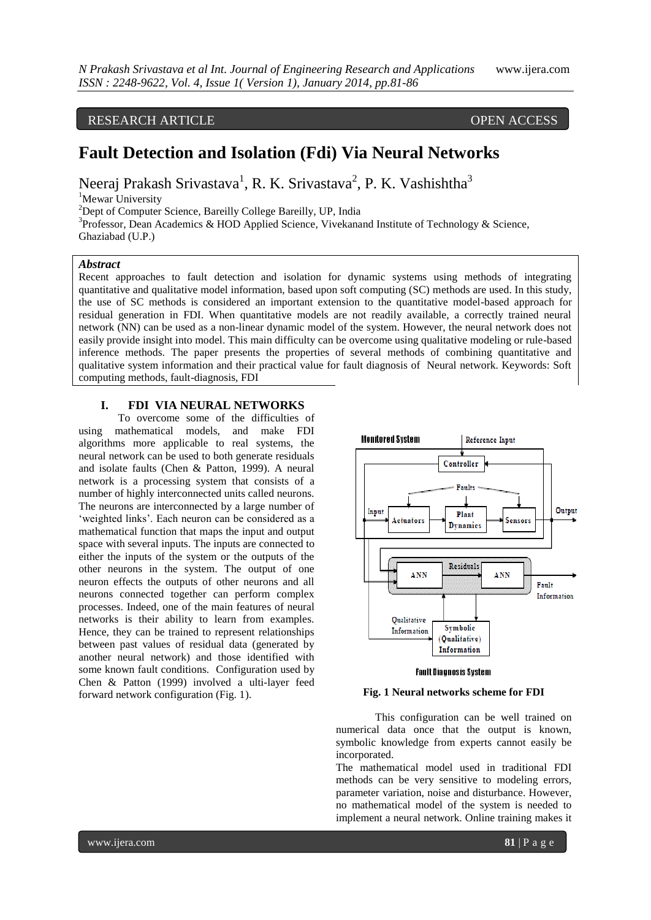RESEARCH ARTICLE OPEN ACCESS

# Fault Detection and Isolation (Fdi) Via Neural Networks

Neeraj Prakash Srivastava[1], R. K. Srivastava[2], P. K. Vashishtha[3]

[1]Mewar University

[2]Dept of Computer Science, Bareilly College Bareilly, UP, India

[3]Professor, Dean Academics & HOD Applied Science, Vivekanand Institute of Technology & Science, Ghaziabad (U.P.)

***Abstract***

Recent approaches to fault detection and isolation for dynamic systems using methods of integrating quantitative and qualitative model information, based upon soft computing (SC) methods are used. In this study, the use of SC methods is considered an important extension to the quantitative model-based approach for residual generation in FDI. When quantitative models are not readily available, a correctly trained neural network (NN) can be used as a non-linear dynamic model of the system. However, the neural network does not easily provide insight into model. This main difficulty can be overcome using qualitative modeling or rule-based inference methods. The paper presents the properties of several methods of combining quantitative and qualitative system information and their practical value for fault diagnosis of Neural network. Keywords: Soft computing methods, fault-diagnosis, FDI

## I. FDI VIA NEURAL NETWORKS

To overcome some of the difficulties of using mathematical models, and make FDI algorithms more applicable to real systems, the neural network can be used to both generate residuals and isolate faults (Chen & Patton, 1999). A neural network is a processing system that consists of a number of highly interconnected units called neurons. The neurons are interconnected by a large number of 'weighted links'. Each neuron can be considered as a mathematical function that maps the input and output space with several inputs. The inputs are connected to either the inputs of the system or the outputs of the other neurons in the system. The output of one neuron effects the outputs of other neurons and all neurons connected together can perform complex processes. Indeed, one of the main features of neural networks is their ability to learn from examples. Hence, they can be trained to represent relationships between past values of residual data (generated by another neural network) and those identified with some known fault conditions. Configuration used by Chen & Patton (1999) involved a ulti-layer feed forward network configuration (Fig. 1).

Monitored System
Reference Input
Controller
Faults
Input
Actuators
Plant Dynamics
Sensors
Output
ANN
Residuals
ANN
Fault Information
Qualitative Information
Symbolic (Qualitative) Information
Fault Diagnosis System

**Fig. 1 Neural networks scheme for FDI**

This configuration can be well trained on numerical data once that the output is known, symbolic knowledge from experts cannot easily be incorporated.

The mathematical model used in traditional FDI methods can be very sensitive to modeling errors, parameter variation, noise and disturbance. However, no mathematical model of the system is needed to implement a neural network. Online training makes it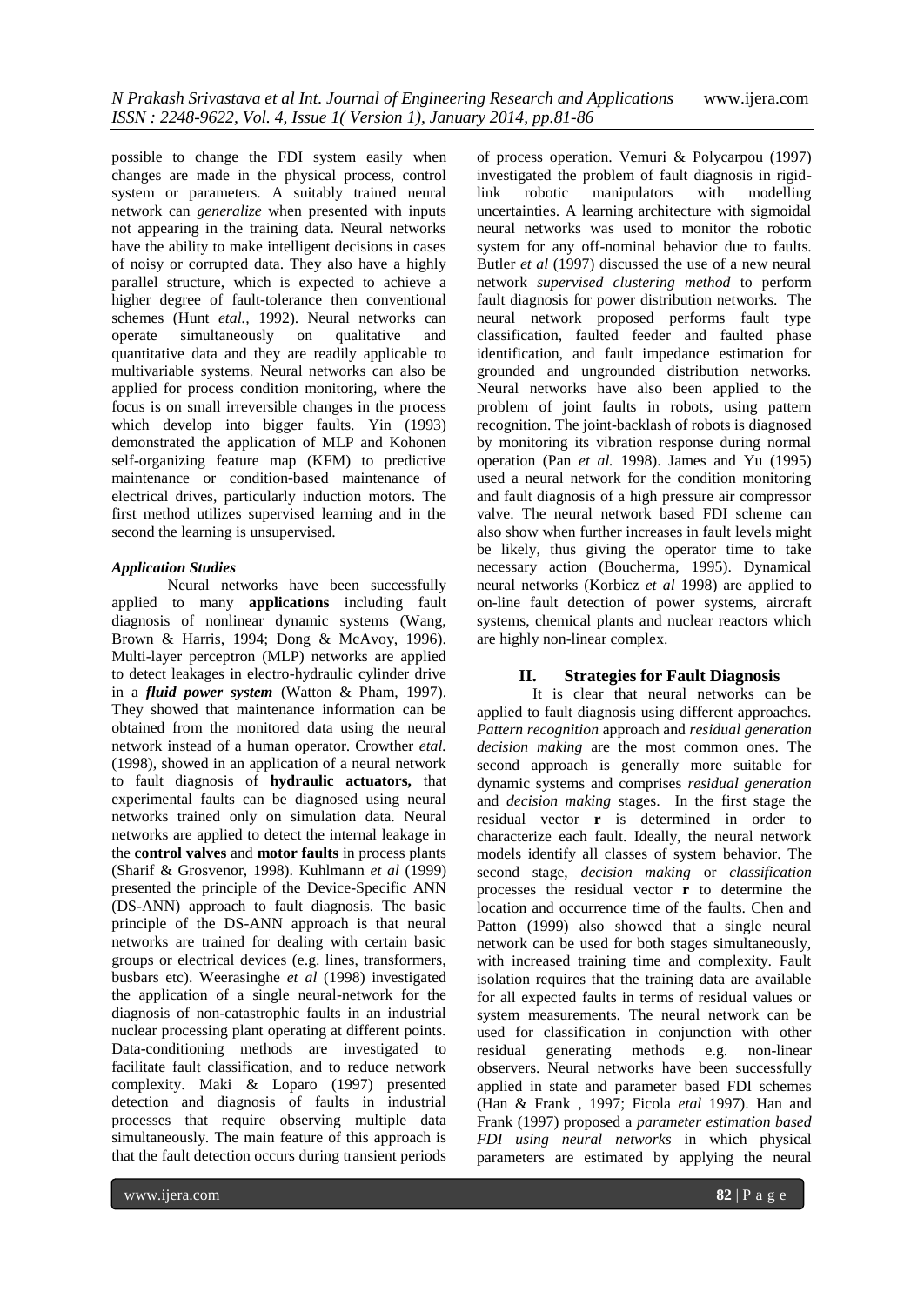possible to change the FDI system easily when changes are made in the physical process, control system or parameters. A suitably trained neural network can *generalize* when presented with inputs not appearing in the training data. Neural networks have the ability to make intelligent decisions in cases of noisy or corrupted data. They also have a highly parallel structure, which is expected to achieve a higher degree of fault-tolerance then conventional schemes (Hunt *etal.*, 1992). Neural networks can operate simultaneously on qualitative and quantitative data and they are readily applicable to multivariable systems. Neural networks can also be applied for process condition monitoring, where the focus is on small irreversible changes in the process which develop into bigger faults. Yin (1993) demonstrated the application of MLP and Kohonen self-organizing feature map (KFM) to predictive maintenance or condition-based maintenance of electrical drives, particularly induction motors. The first method utilizes supervised learning and in the second the learning is unsupervised.

***Application Studies***

Neural networks have been successfully applied to many **applications** including fault diagnosis of nonlinear dynamic systems (Wang, Brown & Harris, 1994; Dong & McAvoy, 1996). Multi-layer perceptron (MLP) networks are applied to detect leakages in electro-hydraulic cylinder drive in a ***fluid power system*** (Watton & Pham, 1997). They showed that maintenance information can be obtained from the monitored data using the neural network instead of a human operator. Crowther *etal.* (1998), showed in an application of a neural network to fault diagnosis of **hydraulic actuators,** that experimental faults can be diagnosed using neural networks trained only on simulation data. Neural networks are applied to detect the internal leakage in the **control valves** and **motor faults** in process plants (Sharif & Grosvenor, 1998). Kuhlmann *et al* (1999) presented the principle of the Device-Specific ANN (DS-ANN) approach to fault diagnosis. The basic principle of the DS-ANN approach is that neural networks are trained for dealing with certain basic groups or electrical devices (e.g. lines, transformers, busbars etc). Weerasinghe *et al* (1998) investigated the application of a single neural-network for the diagnosis of non-catastrophic faults in an industrial nuclear processing plant operating at different points. Data-conditioning methods are investigated to facilitate fault classification, and to reduce network complexity. Maki & Loparo (1997) presented detection and diagnosis of faults in industrial processes that require observing multiple data simultaneously. The main feature of this approach is that the fault detection occurs during transient periods of process operation. Vemuri & Polycarpou (1997) investigated the problem of fault diagnosis in rigid-link robotic manipulators with modelling uncertainties. A learning architecture with sigmoidal neural networks was used to monitor the robotic system for any off-nominal behavior due to faults. Butler *et al* (1997) discussed the use of a new neural network *supervised clustering method* to perform fault diagnosis for power distribution networks. The neural network proposed performs fault type classification, faulted feeder and faulted phase identification, and fault impedance estimation for grounded and ungrounded distribution networks. Neural networks have also been applied to the problem of joint faults in robots, using pattern recognition. The joint-backlash of robots is diagnosed by monitoring its vibration response during normal operation (Pan *et al.* 1998). James and Yu (1995) used a neural network for the condition monitoring and fault diagnosis of a high pressure air compressor valve. The neural network based FDI scheme can also show when further increases in fault levels might be likely, thus giving the operator time to take necessary action (Boucherma, 1995). Dynamical neural networks (Korbicz *et al* 1998) are applied to on-line fault detection of power systems, aircraft systems, chemical plants and nuclear reactors which are highly non-linear complex.

## II. Strategies for Fault Diagnosis

It is clear that neural networks can be applied to fault diagnosis using different approaches. *Pattern recognition* approach and *residual generation decision making* are the most common ones. The second approach is generally more suitable for dynamic systems and comprises *residual generation* and *decision making* stages. In the first stage the residual vector **r** is determined in order to characterize each fault. Ideally, the neural network models identify all classes of system behavior. The second stage, *decision making* or *classification* processes the residual vector **r** to determine the location and occurrence time of the faults. Chen and Patton (1999) also showed that a single neural network can be used for both stages simultaneously, with increased training time and complexity. Fault isolation requires that the training data are available for all expected faults in terms of residual values or system measurements. The neural network can be used for classification in conjunction with other residual generating methods e.g. non-linear observers. Neural networks have been successfully applied in state and parameter based FDI schemes (Han & Frank , 1997; Ficola *etal* 1997). Han and Frank (1997) proposed a *parameter estimation based FDI using neural networks* in which physical parameters are estimated by applying the neural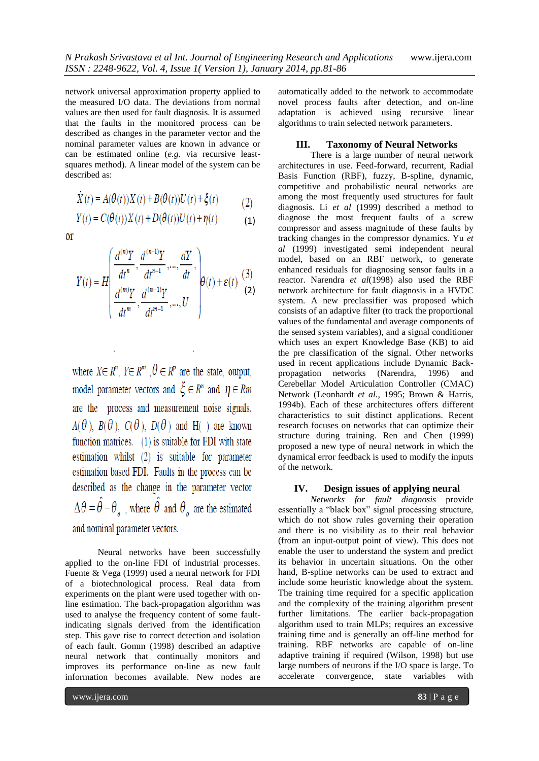network universal approximation property applied to the measured I/O data. The deviations from normal values are then used for fault diagnosis. It is assumed that the faults in the monitored process can be described as changes in the parameter vector and the nominal parameter values are known in advance or can be estimated online (*e.g.* via recursive least-squares method). A linear model of the system can be described as:

$$\dot{X}(t) = A(\theta(t))X(t) + B(\theta(t))U(t) + \xi(t) \qquad (2)$$

$$Y(t) = C(\theta(t))X(t) + D(\theta(t))U(t) + \eta(t) \qquad (1)$$

or

$$Y(t) = H\begin{pmatrix} \frac{d^{(n)}Y}{dt^n}, \frac{d^{(n-1)}Y}{dt^{n-1}}, ..., \frac{dY}{dt} \\ \frac{d^{(m)}Y}{dt^m}, \frac{d^{(m-1)}Y}{dt^{m-1}}, ..., U \end{pmatrix}\theta(t) + \varepsilon(t) \qquad (3) \quad (2)$$

where $X \in R^n$, $Y \in R^m$, $\theta \in R^p$ are the state, output, model parameter vectors and $\xi \in R^n$ and $\eta \in Rm$ are the process and measurement noise signals. $A(\theta)$, $B(\theta)$, $C(\theta)$, $D(\theta)$ and $H(\ )$ are known function matrices. (1) is suitable for FDI with state estimation whilst (2) is suitable for parameter estimation based FDI. Faults in the process can be described as the change in the parameter vector $\Delta\theta = \hat{\theta} - \theta_o$, where $\hat{\theta}$ and $\theta_o$ are the estimated and nominal parameter vectors.

Neural networks have been successfully applied to the on-line FDI of industrial processes. Fuente & Vega (1999) used a neural network for FDI of a biotechnological process. Real data from experiments on the plant were used together with on-line estimation. The back-propagation algorithm was used to analyse the frequency content of some fault-indicating signals derived from the identification step. This gave rise to correct detection and isolation of each fault. Gomm (1998) described an adaptive neural network that continually monitors and improves its performance on-line as new fault information becomes available. New nodes are automatically added to the network to accommodate novel process faults after detection, and on-line adaptation is achieved using recursive linear algorithms to train selected network parameters.

## III. Taxonomy of Neural Networks

There is a large number of neural network architectures in use. Feed-forward, recurrent, Radial Basis Function (RBF), fuzzy, B-spline, dynamic, competitive and probabilistic neural networks are among the most frequently used structures for fault diagnosis. Li *et al* (1999) described a method to diagnose the most frequent faults of a screw compressor and assess magnitude of these faults by tracking changes in the compressor dynamics. Yu *et al* (1999) investigated semi independent neural model, based on an RBF network, to generate enhanced residuals for diagnosing sensor faults in a reactor. Narendra *et al*(1998) also used the RBF network architecture for fault diagnosis in a HVDC system. A new preclassifier was proposed which consists of an adaptive filter (to track the proportional values of the fundamental and average components of the sensed system variables), and a signal conditioner which uses an expert Knowledge Base (KB) to aid the pre classification of the signal. Other networks used in recent applications include Dynamic Back-propagation networks (Narendra, 1996) and Cerebellar Model Articulation Controller (CMAC) Network (Leonhardt *et al.*, 1995; Brown & Harris, 1994b). Each of these architectures offers different characteristics to suit distinct applications. Recent research focuses on networks that can optimize their structure during training. Ren and Chen (1999) proposed a new type of neural network in which the dynamical error feedback is used to modify the inputs of the network.

## IV. Design issues of applying neural

*Networks for fault diagnosis* provide essentially a "black box" signal processing structure, which do not show rules governing their operation and there is no visibility as to their real behavior (from an input-output point of view). This does not enable the user to understand the system and predict its behavior in uncertain situations. On the other hand, B-spline networks can be used to extract and include some heuristic knowledge about the system. The training time required for a specific application and the complexity of the training algorithm present further limitations. The earlier back-propagation algorithm used to train MLPs; requires an excessive training time and is generally an off-line method for training. RBF networks are capable of on-line adaptive training if required (Wilson, 1998) but use large numbers of neurons if the I/O space is large. To accelerate convergence, state variables with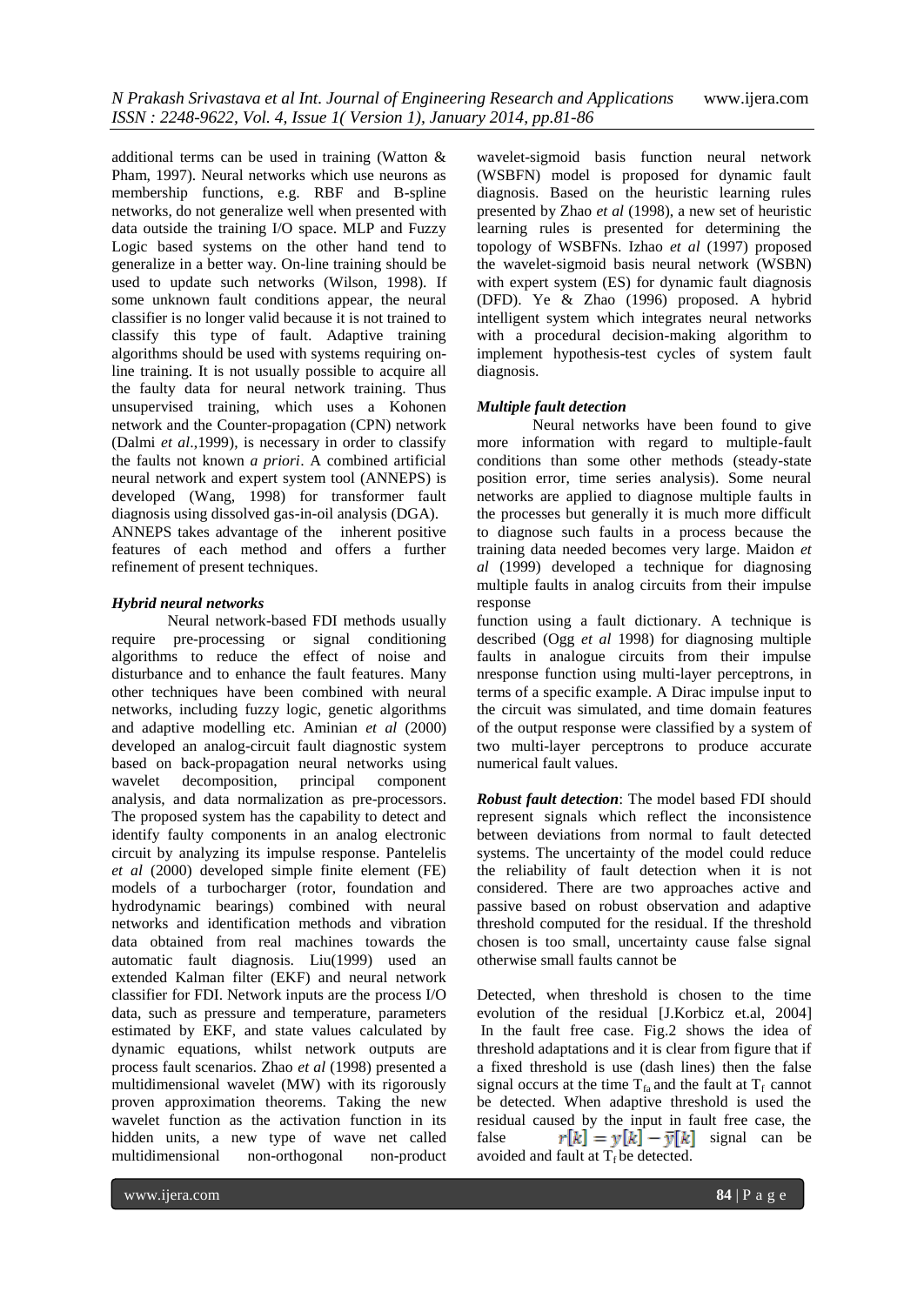additional terms can be used in training (Watton & Pham, 1997). Neural networks which use neurons as membership functions, e.g. RBF and B-spline networks, do not generalize well when presented with data outside the training I/O space. MLP and Fuzzy Logic based systems on the other hand tend to generalize in a better way. On-line training should be used to update such networks (Wilson, 1998). If some unknown fault conditions appear, the neural classifier is no longer valid because it is not trained to classify this type of fault. Adaptive training algorithms should be used with systems requiring on-line training. It is not usually possible to acquire all the faulty data for neural network training. Thus unsupervised training, which uses a Kohonen network and the Counter-propagation (CPN) network (Dalmi *et al*.,1999), is necessary in order to classify the faults not known *a priori*. A combined artificial neural network and expert system tool (ANNEPS) is developed (Wang, 1998) for transformer fault diagnosis using dissolved gas-in-oil analysis (DGA). ANNEPS takes advantage of the inherent positive features of each method and offers a further refinement of present techniques.

***Hybrid neural networks***

Neural network-based FDI methods usually require pre-processing or signal conditioning algorithms to reduce the effect of noise and disturbance and to enhance the fault features. Many other techniques have been combined with neural networks, including fuzzy logic, genetic algorithms and adaptive modelling etc. Aminian *et al* (2000) developed an analog-circuit fault diagnostic system based on back-propagation neural networks using wavelet decomposition, principal component analysis, and data normalization as pre-processors. The proposed system has the capability to detect and identify faulty components in an analog electronic circuit by analyzing its impulse response. Pantelelis *et al* (2000) developed simple finite element (FE) models of a turbocharger (rotor, foundation and hydrodynamic bearings) combined with neural networks and identification methods and vibration data obtained from real machines towards the automatic fault diagnosis. Liu(1999) used an extended Kalman filter (EKF) and neural network classifier for FDI. Network inputs are the process I/O data, such as pressure and temperature, parameters estimated by EKF, and state values calculated by dynamic equations, whilst network outputs are process fault scenarios. Zhao *et al* (1998) presented a multidimensional wavelet (MW) with its rigorously proven approximation theorems. Taking the new wavelet function as the activation function in its hidden units, a new type of wave net called multidimensional non-orthogonal non-product wavelet-sigmoid basis function neural network (WSBFN) model is proposed for dynamic fault diagnosis. Based on the heuristic learning rules presented by Zhao *et al* (1998), a new set of heuristic learning rules is presented for determining the topology of WSBFNs. Izhao *et al* (1997) proposed the wavelet-sigmoid basis neural network (WSBN) with expert system (ES) for dynamic fault diagnosis (DFD). Ye & Zhao (1996) proposed. A hybrid intelligent system which integrates neural networks with a procedural decision-making algorithm to implement hypothesis-test cycles of system fault diagnosis.

***Multiple fault detection***

Neural networks have been found to give more information with regard to multiple-fault conditions than some other methods (steady-state position error, time series analysis). Some neural networks are applied to diagnose multiple faults in the processes but generally it is much more difficult to diagnose such faults in a process because the training data needed becomes very large. Maidon *et al* (1999) developed a technique for diagnosing multiple faults in analog circuits from their impulse response

function using a fault dictionary. A technique is described (Ogg *et al* 1998) for diagnosing multiple faults in analogue circuits from their impulse nresponse function using multi-layer perceptrons, in terms of a specific example. A Dirac impulse input to the circuit was simulated, and time domain features of the output response were classified by a system of two multi-layer perceptrons to produce accurate numerical fault values.

***Robust fault detection***: The model based FDI should represent signals which reflect the inconsistence between deviations from normal to fault detected systems. The uncertainty of the model could reduce the reliability of fault detection when it is not considered. There are two approaches active and passive based on robust observation and adaptive threshold computed for the residual. If the threshold chosen is too small, uncertainty cause false signal otherwise small faults cannot be

Detected, when threshold is chosen to the time evolution of the residual [J.Korbicz et.al, 2004] In the fault free case. Fig.2 shows the idea of threshold adaptations and it is clear from figure that if a fixed threshold is use (dash lines) then the false signal occurs at the time $T_{fa}$ and the fault at $T_f$ cannot be detected. When adaptive threshold is used the residual caused by the input in fault free case, the false $r[k] = y[k] - \bar{y}[k]$ signal can be avoided and fault at $T_f$ be detected.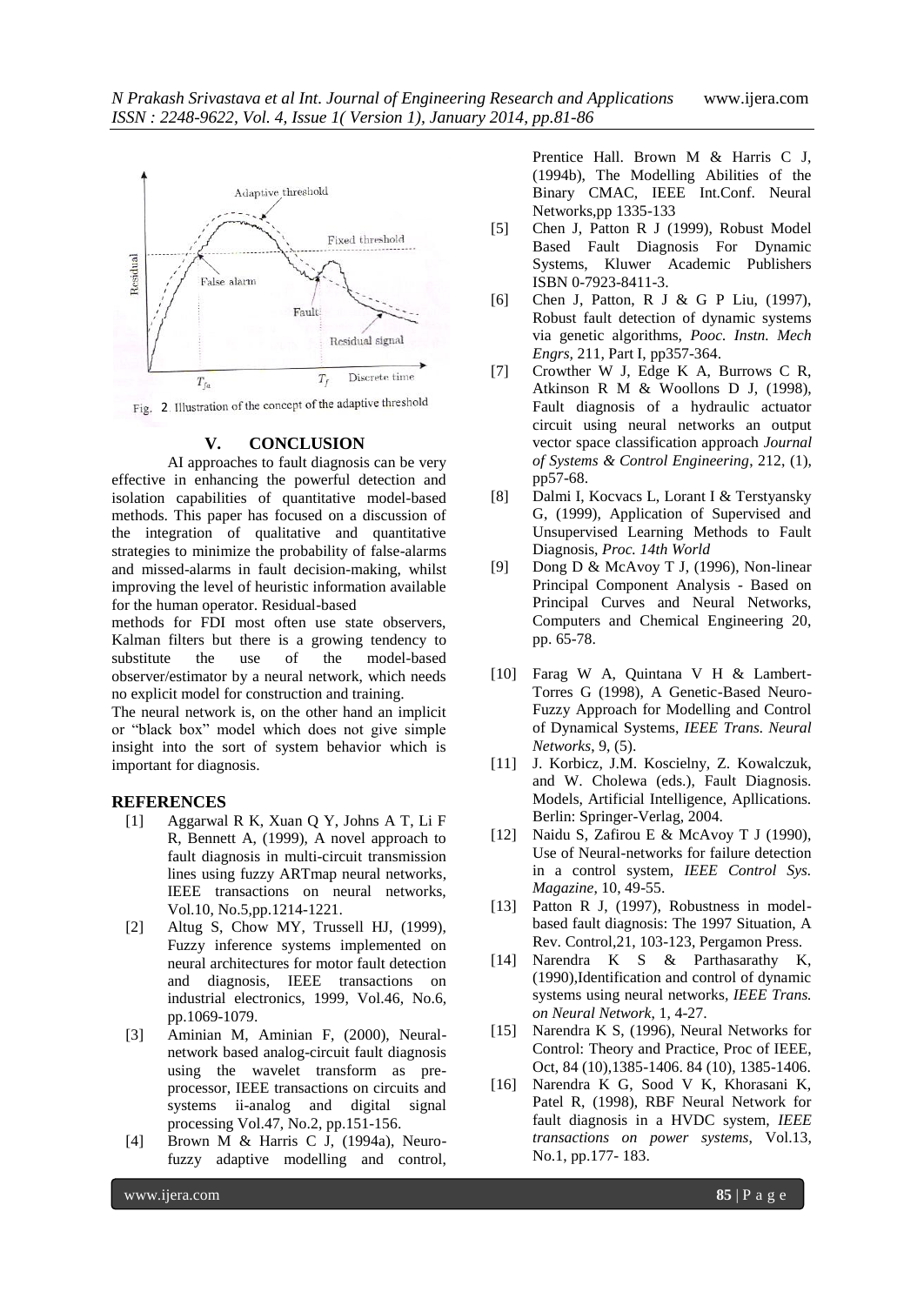Adaptive threshold

Fixed threshold

Residual

False alarm

Fault

Residual signal

$T_{fa}$

$T_f$

Discrete time

Fig. 2 Illustration of the concept of the adaptive threshold

## V. CONCLUSION

AI approaches to fault diagnosis can be very effective in enhancing the powerful detection and isolation capabilities of quantitative model-based methods. This paper has focused on a discussion of the integration of qualitative and quantitative strategies to minimize the probability of false-alarms and missed-alarms in fault decision-making, whilst improving the level of heuristic information available for the human operator. Residual-based methods for FDI most often use state observers, Kalman filters but there is a growing tendency to substitute the use of the model-based observer/estimator by a neural network, which needs no explicit model for construction and training.

The neural network is, on the other hand an implicit or "black box" model which does not give simple insight into the sort of system behavior which is important for diagnosis.

## REFERENCES

[1] Aggarwal R K, Xuan Q Y, Johns A T, Li F R, Bennett A, (1999), A novel approach to fault diagnosis in multi-circuit transmission lines using fuzzy ARTmap neural networks, IEEE transactions on neural networks, Vol.10, No.5,pp.1214-1221.

[2] Altug S, Chow MY, Trussell HJ, (1999), Fuzzy inference systems implemented on neural architectures for motor fault detection and diagnosis, IEEE transactions on industrial electronics, 1999, Vol.46, No.6, pp.1069-1079.

[3] Aminian M, Aminian F, (2000), Neural-network based analog-circuit fault diagnosis using the wavelet transform as pre-processor, IEEE transactions on circuits and systems ii-analog and digital signal processing Vol.47, No.2, pp.151-156.

[4] Brown M & Harris C J, (1994a), Neuro-fuzzy adaptive modelling and control, Prentice Hall. Brown M & Harris C J, (1994b), The Modelling Abilities of the Binary CMAC, IEEE Int.Conf. Neural Networks,pp 1335-133

[5] Chen J, Patton R J (1999), Robust Model Based Fault Diagnosis For Dynamic Systems, Kluwer Academic Publishers ISBN 0-7923-8411-3.

[6] Chen J, Patton, R J & G P Liu, (1997), Robust fault detection of dynamic systems via genetic algorithms, *Pooc. Instn. Mech Engrs*, 211, Part I, pp357-364.

[7] Crowther W J, Edge K A, Burrows C R, Atkinson R M & Woollons D J, (1998), Fault diagnosis of a hydraulic actuator circuit using neural networks an output vector space classification approach *Journal of Systems & Control Engineering*, 212, (1), pp57-68.

[8] Dalmi I, Kocvacs L, Lorant I & Terstyansky G, (1999), Application of Supervised and Unsupervised Learning Methods to Fault Diagnosis, *Proc. 14th World*

[9] Dong D & McAvoy T J, (1996), Non-linear Principal Component Analysis - Based on Principal Curves and Neural Networks, Computers and Chemical Engineering 20, pp. 65-78.

[10] Farag W A, Quintana V H & Lambert-Torres G (1998), A Genetic-Based Neuro-Fuzzy Approach for Modelling and Control of Dynamical Systems, *IEEE Trans. Neural Networks*, 9, (5).

[11] J. Korbicz, J.M. Koscielny, Z. Kowalczuk, and W. Cholewa (eds.), Fault Diagnosis. Models, Artificial Intelligence, Apllications. Berlin: Springer-Verlag, 2004.

[12] Naidu S, Zafirou E & McAvoy T J (1990), Use of Neural-networks for failure detection in a control system, *IEEE Control Sys. Magazine*, 10, 49-55.

[13] Patton R J, (1997), Robustness in model-based fault diagnosis: The 1997 Situation, A Rev. Control,21, 103-123, Pergamon Press.

[14] Narendra K S & Parthasarathy K, (1990),Identification and control of dynamic systems using neural networks, *IEEE Trans. on Neural Network*, 1, 4-27.

[15] Narendra K S, (1996), Neural Networks for Control: Theory and Practice, Proc of IEEE, Oct, 84 (10),1385-1406. 84 (10), 1385-1406.

[16] Narendra K G, Sood V K, Khorasani K, Patel R, (1998), RBF Neural Network for fault diagnosis in a HVDC system, *IEEE transactions on power systems*, Vol.13, No.1, pp.177- 183.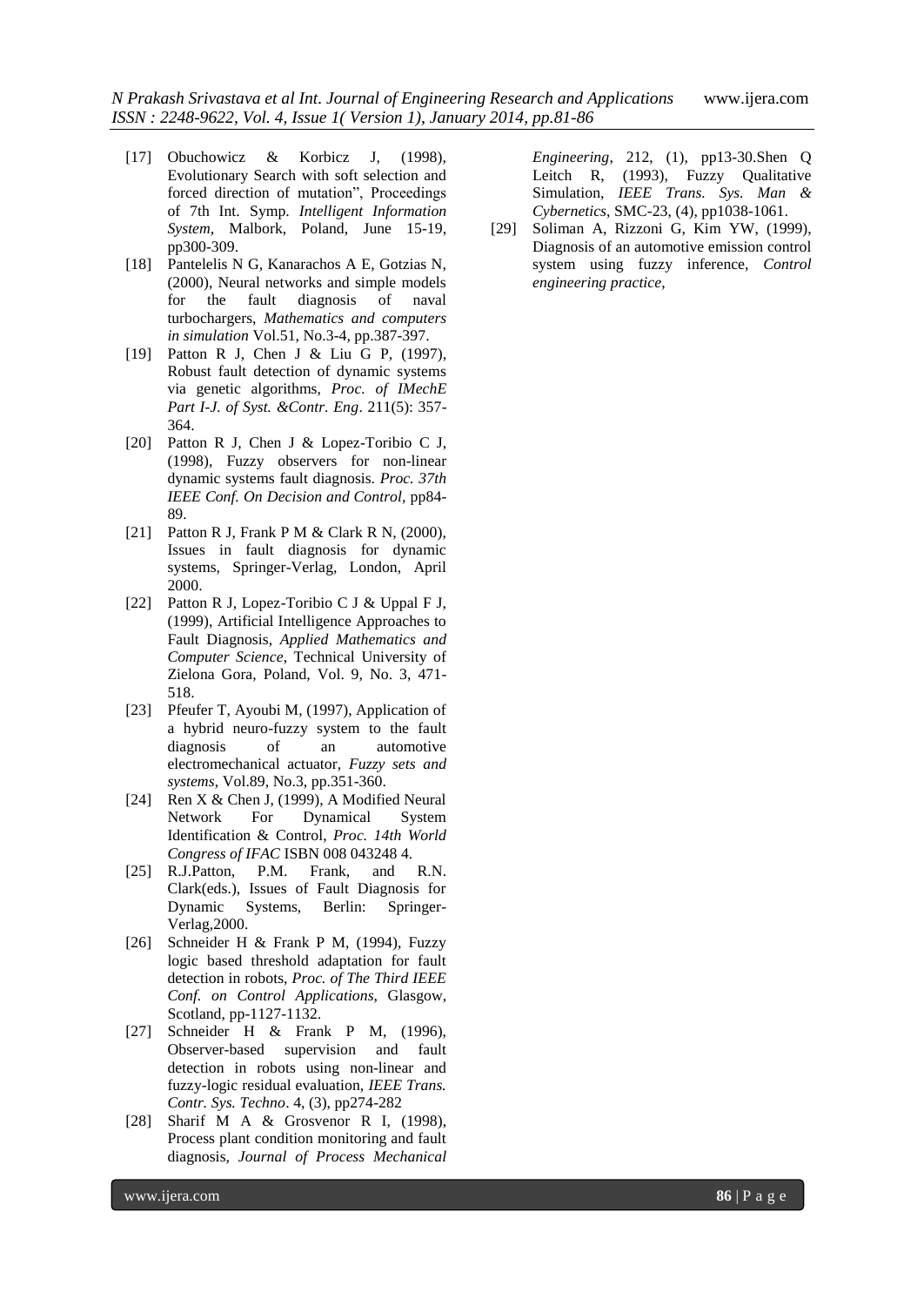[17] Obuchowicz & Korbicz J, (1998), Evolutionary Search with soft selection and forced direction of mutation", Proceedings of 7th Int. Symp. *Intelligent Information System*, Malbork, Poland, June 15-19, pp300-309.

[18] Pantelelis N G, Kanarachos A E, Gotzias N, (2000), Neural networks and simple models for the fault diagnosis of naval turbochargers, *Mathematics and computers in simulation* Vol.51, No.3-4, pp.387-397.

[19] Patton R J, Chen J & Liu G P, (1997), Robust fault detection of dynamic systems via genetic algorithms, *Proc. of IMechE Part I-J. of Syst. &Contr. Eng*. 211(5): 357-364.

[20] Patton R J, Chen J & Lopez-Toribio C J, (1998), Fuzzy observers for non-linear dynamic systems fault diagnosis. *Proc. 37th IEEE Conf. On Decision and Control*, pp84-89.

[21] Patton R J, Frank P M & Clark R N, (2000), Issues in fault diagnosis for dynamic systems, Springer-Verlag, London, April 2000.

[22] Patton R J, Lopez-Toribio C J & Uppal F J, (1999), Artificial Intelligence Approaches to Fault Diagnosis, *Applied Mathematics and Computer Science*, Technical University of Zielona Gora, Poland, Vol. 9, No. 3, 471-518.

[23] Pfeufer T, Ayoubi M, (1997), Application of a hybrid neuro-fuzzy system to the fault diagnosis of an automotive electromechanical actuator, *Fuzzy sets and systems*, Vol.89, No.3, pp.351-360.

[24] Ren X & Chen J, (1999), A Modified Neural Network For Dynamical System Identification & Control, *Proc. 14th World Congress of IFAC* ISBN 008 043248 4.

[25] R.J.Patton, P.M. Frank, and R.N. Clark(eds.), Issues of Fault Diagnosis for Dynamic Systems, Berlin: Springer-Verlag,2000.

[26] Schneider H & Frank P M, (1994), Fuzzy logic based threshold adaptation for fault detection in robots, *Proc. of The Third IEEE Conf. on Control Applications*, Glasgow, Scotland, pp-1127-1132.

[27] Schneider H & Frank P M, (1996), Observer-based supervision and fault detection in robots using non-linear and fuzzy-logic residual evaluation, *IEEE Trans. Contr. Sys. Techno*. 4, (3), pp274-282

[28] Sharif M A & Grosvenor R I, (1998), Process plant condition monitoring and fault diagnosis, *Journal of Process Mechanical Engineering*, 212, (1), pp13-30.Shen Q Leitch R, (1993), Fuzzy Qualitative Simulation, *IEEE Trans. Sys. Man & Cybernetics*, SMC-23, (4), pp1038-1061.

[29] Soliman A, Rizzoni G, Kim YW, (1999), Diagnosis of an automotive emission control system using fuzzy inference, *Control engineering practice*,